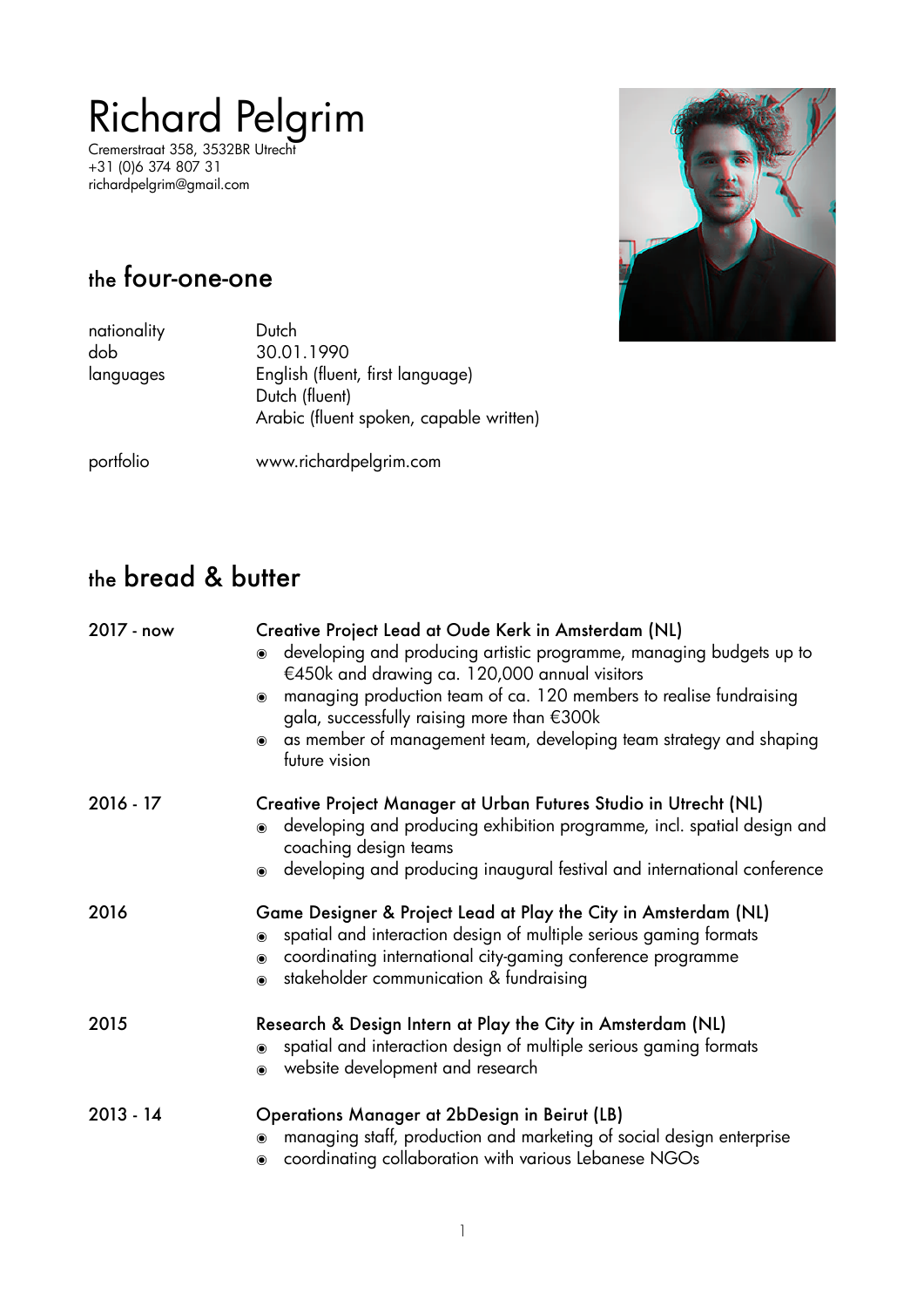# Richard Pelgrim

Cremerstraat 358, 3532BR Utrecht
+31 (0)6 374 807 31
richardpelgrim@gmail.com

## the four-one-one

| | |
|---|---|
| nationality | Dutch |
| dob | 30.01.1990 |
| languages | English (fluent, first language) |
| | Dutch (fluent) |
| | Arabic (fluent spoken, capable written) |
| portfolio | www.richardpelgrim.com |

## the bread & butter

**2017 - now** — Creative Project Lead at Oude Kerk in Amsterdam (NL)

- developing and producing artistic programme, managing budgets up to €450k and drawing ca. 120,000 annual visitors
- managing production team of ca. 120 members to realise fundraising gala, successfully raising more than €300k
- as member of management team, developing team strategy and shaping future vision

**2016 - 17** — Creative Project Manager at Urban Futures Studio in Utrecht (NL)

- developing and producing exhibition programme, incl. spatial design and coaching design teams
- developing and producing inaugural festival and international conference

**2016** — Game Designer & Project Lead at Play the City in Amsterdam (NL)

- spatial and interaction design of multiple serious gaming formats
- coordinating international city-gaming conference programme
- stakeholder communication & fundraising

**2015** — Research & Design Intern at Play the City in Amsterdam (NL)

- spatial and interaction design of multiple serious gaming formats
- website development and research

**2013 - 14** — Operations Manager at 2bDesign in Beirut (LB)

- managing staff, production and marketing of social design enterprise
- coordinating collaboration with various Lebanese NGOs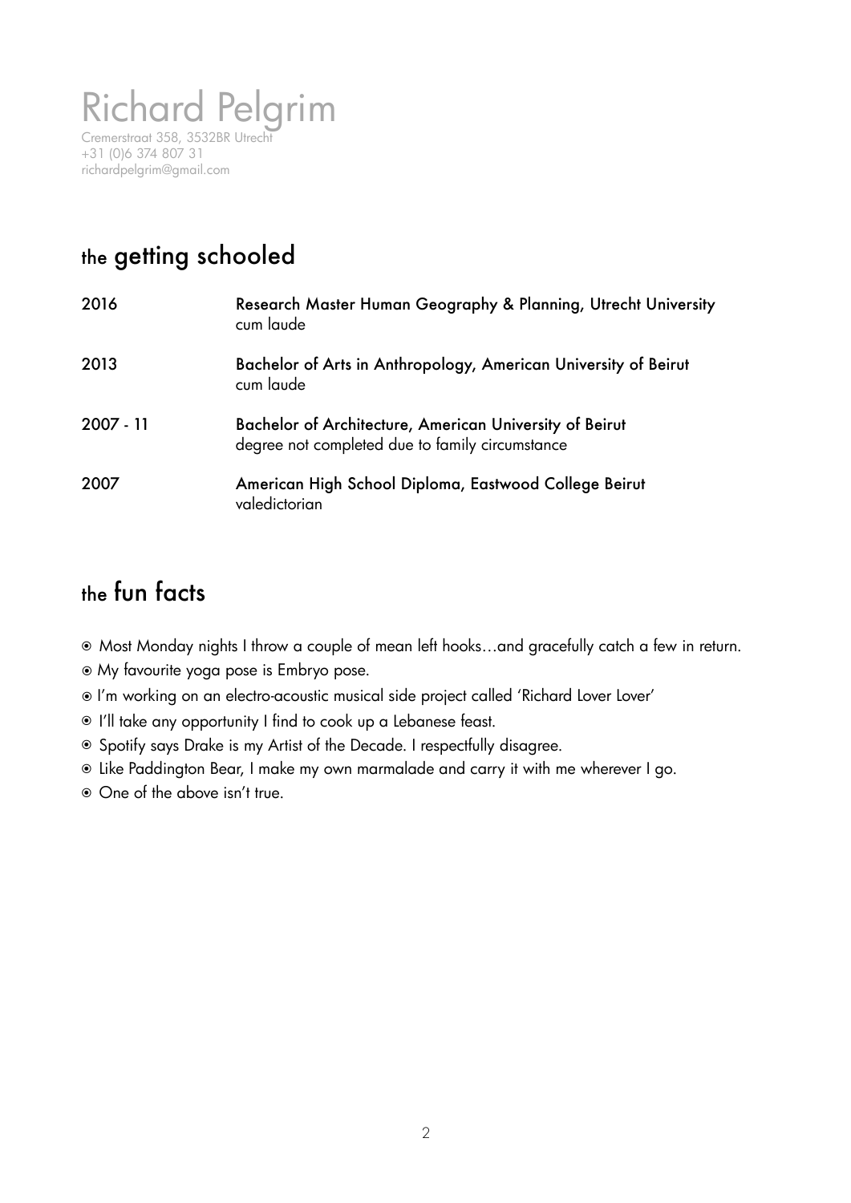# Richard Pelgrim

Cremerstraat 358, 3532BR Utrecht
+31 (0)6 374 807 31
richardpelgrim@gmail.com

## the getting schooled

| | |
|---|---|
| 2016 | **Research Master Human Geography & Planning, Utrecht University**<br>cum laude |
| 2013 | **Bachelor of Arts in Anthropology, American University of Beirut**<br>cum laude |
| 2007 - 11 | **Bachelor of Architecture, American University of Beirut**<br>degree not completed due to family circumstance |
| 2007 | **American High School Diploma, Eastwood College Beirut**<br>valedictorian |

## the fun facts

- Most Monday nights I throw a couple of mean left hooks…and gracefully catch a few in return.
- My favourite yoga pose is Embryo pose.
- I'm working on an electro-acoustic musical side project called 'Richard Lover Lover'
- I'll take any opportunity I find to cook up a Lebanese feast.
- Spotify says Drake is my Artist of the Decade. I respectfully disagree.
- Like Paddington Bear, I make my own marmalade and carry it with me wherever I go.
- One of the above isn't true.